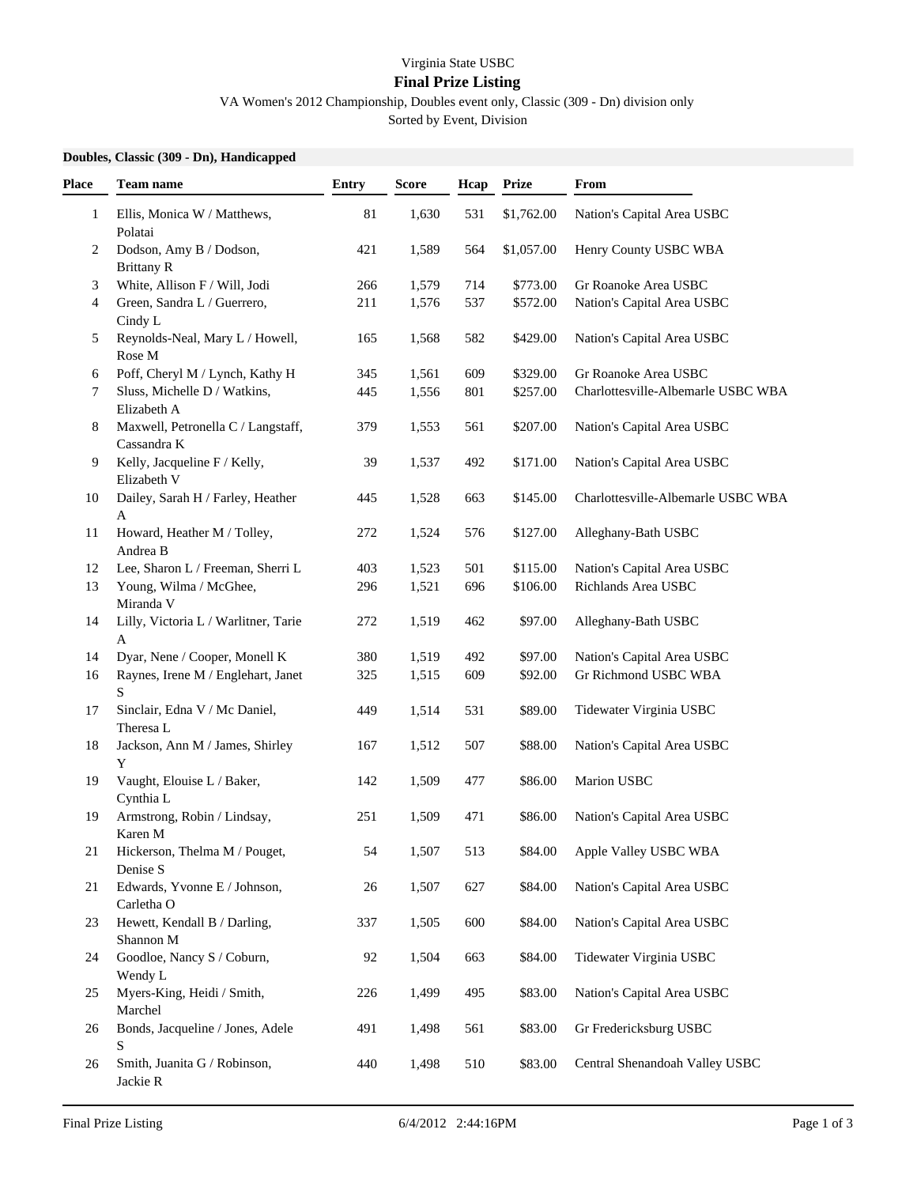Virginia State USBC

## Final Prize Listing

VA Women's 2012 Championship, Doubles event only, Classic (309 - Dn) division only

Sorted by Event, Division

**Doubles, Classic (309 - Dn), Handicapped**

| Place | Team name | Entry | Score | Hcap | Prize | From |
|---|---|---|---|---|---|---|
| 1 | Ellis, Monica W / Matthews, Polatai | 81 | 1,630 | 531 | $1,762.00 | Nation's Capital Area USBC |
| 2 | Dodson, Amy B / Dodson, Brittany R | 421 | 1,589 | 564 | $1,057.00 | Henry County USBC WBA |
| 3 | White, Allison F / Will, Jodi | 266 | 1,579 | 714 | $773.00 | Gr Roanoke Area USBC |
| 4 | Green, Sandra L / Guerrero, Cindy L | 211 | 1,576 | 537 | $572.00 | Nation's Capital Area USBC |
| 5 | Reynolds-Neal, Mary L / Howell, Rose M | 165 | 1,568 | 582 | $429.00 | Nation's Capital Area USBC |
| 6 | Poff, Cheryl M / Lynch, Kathy H | 345 | 1,561 | 609 | $329.00 | Gr Roanoke Area USBC |
| 7 | Sluss, Michelle D / Watkins, Elizabeth A | 445 | 1,556 | 801 | $257.00 | Charlottesville-Albemarle USBC WBA |
| 8 | Maxwell, Petronella C / Langstaff, Cassandra K | 379 | 1,553 | 561 | $207.00 | Nation's Capital Area USBC |
| 9 | Kelly, Jacqueline F / Kelly, Elizabeth V | 39 | 1,537 | 492 | $171.00 | Nation's Capital Area USBC |
| 10 | Dailey, Sarah H / Farley, Heather A | 445 | 1,528 | 663 | $145.00 | Charlottesville-Albemarle USBC WBA |
| 11 | Howard, Heather M / Tolley, Andrea B | 272 | 1,524 | 576 | $127.00 | Alleghany-Bath USBC |
| 12 | Lee, Sharon L / Freeman, Sherri L | 403 | 1,523 | 501 | $115.00 | Nation's Capital Area USBC |
| 13 | Young, Wilma / McGhee, Miranda V | 296 | 1,521 | 696 | $106.00 | Richlands Area USBC |
| 14 | Lilly, Victoria L / Warlitner, Tarie A | 272 | 1,519 | 462 | $97.00 | Alleghany-Bath USBC |
| 14 | Dyar, Nene / Cooper, Monell K | 380 | 1,519 | 492 | $97.00 | Nation's Capital Area USBC |
| 16 | Raynes, Irene M / Englehart, Janet S | 325 | 1,515 | 609 | $92.00 | Gr Richmond USBC WBA |
| 17 | Sinclair, Edna V / Mc Daniel, Theresa L | 449 | 1,514 | 531 | $89.00 | Tidewater Virginia USBC |
| 18 | Jackson, Ann M / James, Shirley Y | 167 | 1,512 | 507 | $88.00 | Nation's Capital Area USBC |
| 19 | Vaught, Elouise L / Baker, Cynthia L | 142 | 1,509 | 477 | $86.00 | Marion USBC |
| 19 | Armstrong, Robin / Lindsay, Karen M | 251 | 1,509 | 471 | $86.00 | Nation's Capital Area USBC |
| 21 | Hickerson, Thelma M / Pouget, Denise S | 54 | 1,507 | 513 | $84.00 | Apple Valley USBC WBA |
| 21 | Edwards, Yvonne E / Johnson, Carletha O | 26 | 1,507 | 627 | $84.00 | Nation's Capital Area USBC |
| 23 | Hewett, Kendall B / Darling, Shannon M | 337 | 1,505 | 600 | $84.00 | Nation's Capital Area USBC |
| 24 | Goodloe, Nancy S / Coburn, Wendy L | 92 | 1,504 | 663 | $84.00 | Tidewater Virginia USBC |
| 25 | Myers-King, Heidi / Smith, Marchel | 226 | 1,499 | 495 | $83.00 | Nation's Capital Area USBC |
| 26 | Bonds, Jacqueline / Jones, Adele S | 491 | 1,498 | 561 | $83.00 | Gr Fredericksburg USBC |
| 26 | Smith, Juanita G / Robinson, Jackie R | 440 | 1,498 | 510 | $83.00 | Central Shenandoah Valley USBC |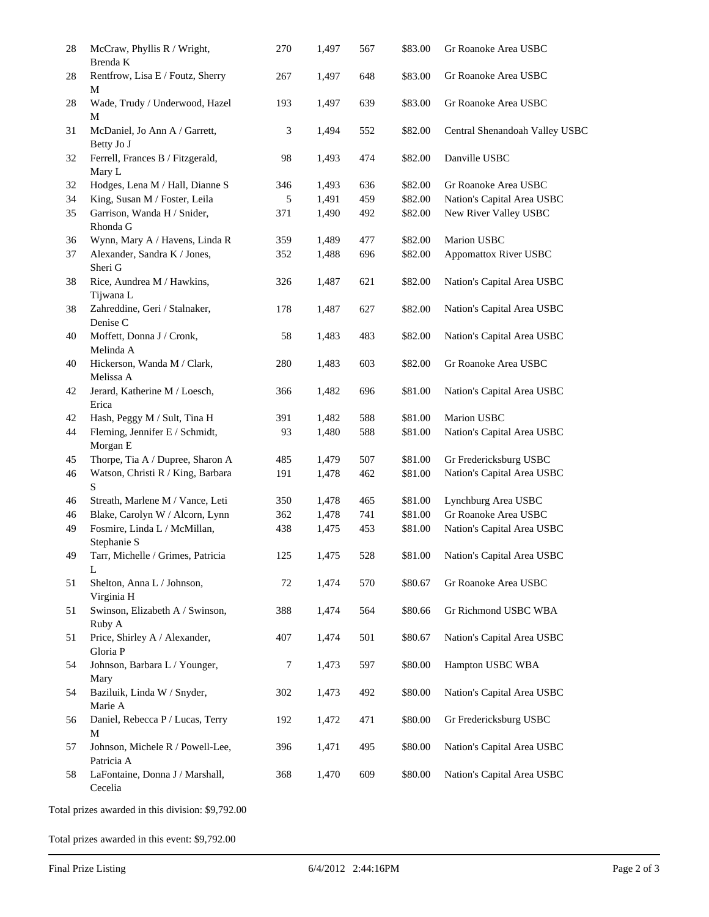| | | | | | | |
|---|---|---|---|---|---|---|
| 28 | McCraw, Phyllis R / Wright, Brenda K | 270 | 1,497 | 567 | $83.00 | Gr Roanoke Area USBC |
| 28 | Rentfrow, Lisa E / Foutz, Sherry M | 267 | 1,497 | 648 | $83.00 | Gr Roanoke Area USBC |
| 28 | Wade, Trudy / Underwood, Hazel M | 193 | 1,497 | 639 | $83.00 | Gr Roanoke Area USBC |
| 31 | McDaniel, Jo Ann A / Garrett, Betty Jo J | 3 | 1,494 | 552 | $82.00 | Central Shenandoah Valley USBC |
| 32 | Ferrell, Frances B / Fitzgerald, Mary L | 98 | 1,493 | 474 | $82.00 | Danville USBC |
| 32 | Hodges, Lena M / Hall, Dianne S | 346 | 1,493 | 636 | $82.00 | Gr Roanoke Area USBC |
| 34 | King, Susan M / Foster, Leila | 5 | 1,491 | 459 | $82.00 | Nation's Capital Area USBC |
| 35 | Garrison, Wanda H / Snider, Rhonda G | 371 | 1,490 | 492 | $82.00 | New River Valley USBC |
| 36 | Wynn, Mary A / Havens, Linda R | 359 | 1,489 | 477 | $82.00 | Marion USBC |
| 37 | Alexander, Sandra K / Jones, Sheri G | 352 | 1,488 | 696 | $82.00 | Appomattox River USBC |
| 38 | Rice, Aundrea M / Hawkins, Tijwana L | 326 | 1,487 | 621 | $82.00 | Nation's Capital Area USBC |
| 38 | Zahreddine, Geri / Stalnaker, Denise C | 178 | 1,487 | 627 | $82.00 | Nation's Capital Area USBC |
| 40 | Moffett, Donna J / Cronk, Melinda A | 58 | 1,483 | 483 | $82.00 | Nation's Capital Area USBC |
| 40 | Hickerson, Wanda M / Clark, Melissa A | 280 | 1,483 | 603 | $82.00 | Gr Roanoke Area USBC |
| 42 | Jerard, Katherine M / Loesch, Erica | 366 | 1,482 | 696 | $81.00 | Nation's Capital Area USBC |
| 42 | Hash, Peggy M / Sult, Tina H | 391 | 1,482 | 588 | $81.00 | Marion USBC |
| 44 | Fleming, Jennifer E / Schmidt, Morgan E | 93 | 1,480 | 588 | $81.00 | Nation's Capital Area USBC |
| 45 | Thorpe, Tia A / Dupree, Sharon A | 485 | 1,479 | 507 | $81.00 | Gr Fredericksburg USBC |
| 46 | Watson, Christi R / King, Barbara S | 191 | 1,478 | 462 | $81.00 | Nation's Capital Area USBC |
| 46 | Streath, Marlene M / Vance, Leti | 350 | 1,478 | 465 | $81.00 | Lynchburg Area USBC |
| 46 | Blake, Carolyn W / Alcorn, Lynn | 362 | 1,478 | 741 | $81.00 | Gr Roanoke Area USBC |
| 49 | Fosmire, Linda L / McMillan, Stephanie S | 438 | 1,475 | 453 | $81.00 | Nation's Capital Area USBC |
| 49 | Tarr, Michelle / Grimes, Patricia L | 125 | 1,475 | 528 | $81.00 | Nation's Capital Area USBC |
| 51 | Shelton, Anna L / Johnson, Virginia H | 72 | 1,474 | 570 | $80.67 | Gr Roanoke Area USBC |
| 51 | Swinson, Elizabeth A / Swinson, Ruby A | 388 | 1,474 | 564 | $80.66 | Gr Richmond USBC WBA |
| 51 | Price, Shirley A / Alexander, Gloria P | 407 | 1,474 | 501 | $80.67 | Nation's Capital Area USBC |
| 54 | Johnson, Barbara L / Younger, Mary | 7 | 1,473 | 597 | $80.00 | Hampton USBC WBA |
| 54 | Baziluik, Linda W / Snyder, Marie A | 302 | 1,473 | 492 | $80.00 | Nation's Capital Area USBC |
| 56 | Daniel, Rebecca P / Lucas, Terry M | 192 | 1,472 | 471 | $80.00 | Gr Fredericksburg USBC |
| 57 | Johnson, Michele R / Powell-Lee, Patricia A | 396 | 1,471 | 495 | $80.00 | Nation's Capital Area USBC |
| 58 | LaFontaine, Donna J / Marshall, Cecelia | 368 | 1,470 | 609 | $80.00 | Nation's Capital Area USBC |

Total prizes awarded in this division: $9,792.00

Total prizes awarded in this event: $9,792.00

Final Prize Listing 6/4/2012 2:44:16PM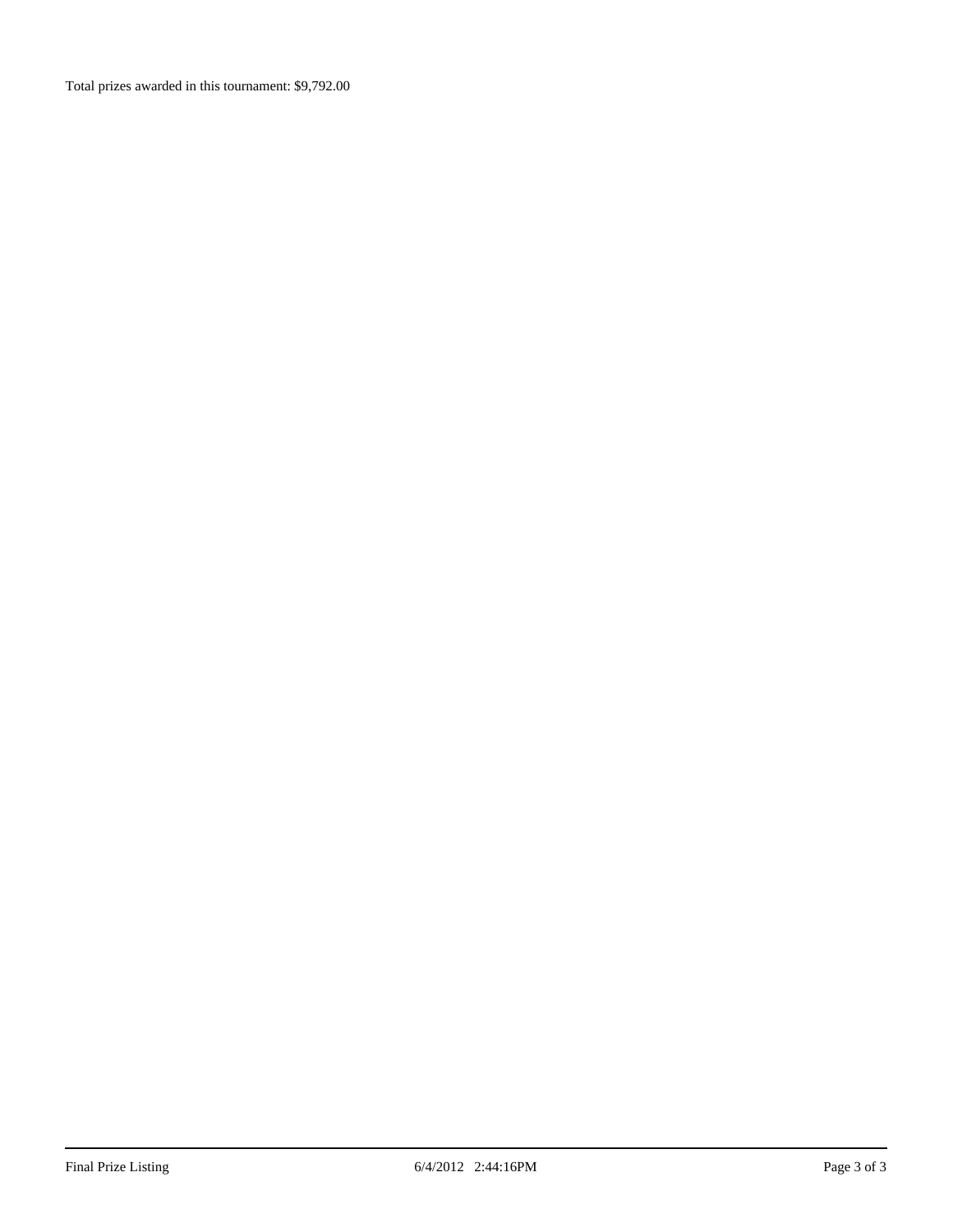Total prizes awarded in this tournament: $9,792.00